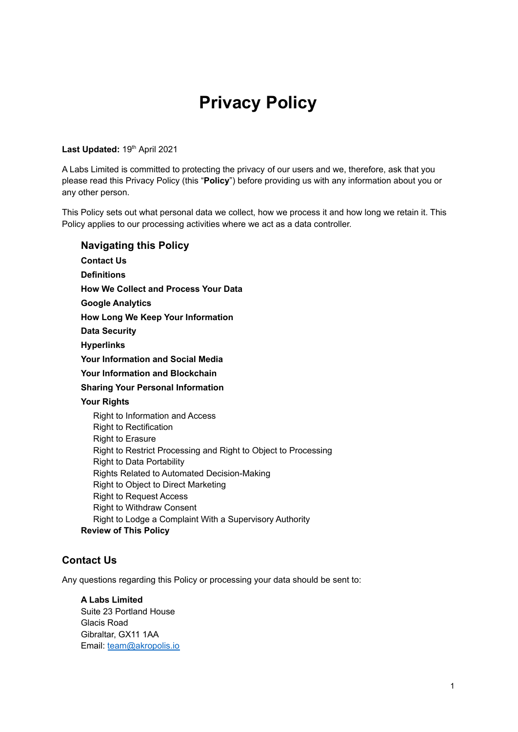# Privacy Policy

**Last Updated:** 19th April 2021

A Labs Limited is committed to protecting the privacy of our users and we, therefore, ask that you please read this Privacy Policy (this "**Policy**") before providing us with any information about you or any other person.

This Policy sets out what personal data we collect, how we process it and how long we retain it. This Policy applies to our processing activities where we act as a data controller.

### Navigating this Policy

**Contact Us**

**Definitions**

**How We Collect and Process Your Data**

**Google Analytics**

**How Long We Keep Your Information**

**Data Security**

**Hyperlinks**

**Your Information and Social Media**

**Your Information and Blockchain**

**Sharing Your Personal Information**

**Your Rights**

- Right to Information and Access
- Right to Rectification
- Right to Erasure
- Right to Restrict Processing and Right to Object to Processing
- Right to Data Portability
- Rights Related to Automated Decision-Making
- Right to Object to Direct Marketing
- Right to Request Access
- Right to Withdraw Consent
- Right to Lodge a Complaint With a Supervisory Authority

**Review of This Policy**

## Contact Us

Any questions regarding this Policy or processing your data should be sent to:

**A Labs Limited**
Suite 23 Portland House
Glacis Road
Gibraltar, GX11 1AA
Email: team@akropolis.io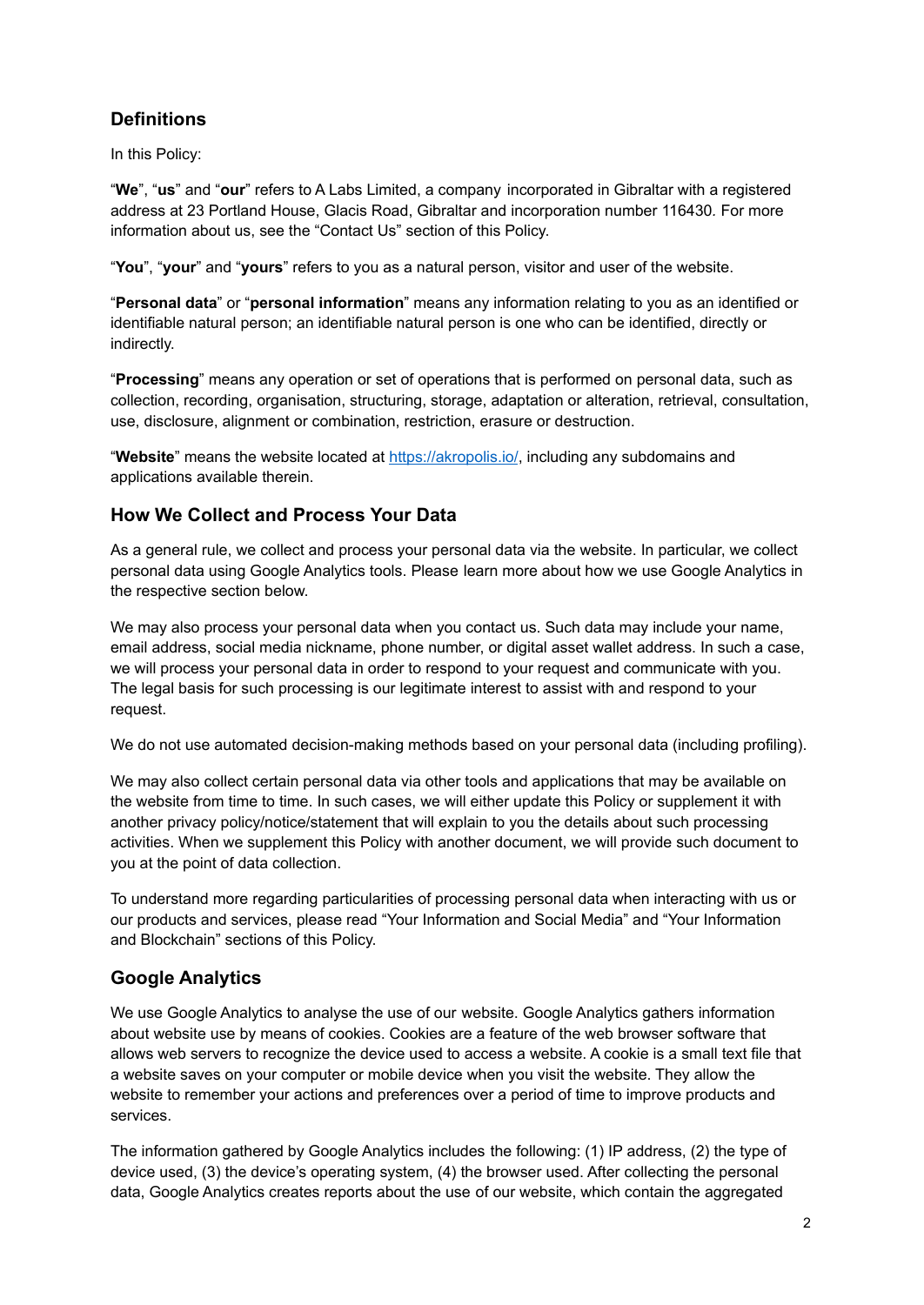## Definitions

In this Policy:

"**We**", "**us**" and "**our**" refers to A Labs Limited, a company incorporated in Gibraltar with a registered address at 23 Portland House, Glacis Road, Gibraltar and incorporation number 116430. For more information about us, see the "Contact Us" section of this Policy.

"**You**", "**your**" and "**yours**" refers to you as a natural person, visitor and user of the website.

"**Personal data**" or "**personal information**" means any information relating to you as an identified or identifiable natural person; an identifiable natural person is one who can be identified, directly or indirectly.

"**Processing**" means any operation or set of operations that is performed on personal data, such as collection, recording, organisation, structuring, storage, adaptation or alteration, retrieval, consultation, use, disclosure, alignment or combination, restriction, erasure or destruction.

"**Website**" means the website located at [https://akropolis.io/](https://akropolis.io/), including any subdomains and applications available therein.

## How We Collect and Process Your Data

As a general rule, we collect and process your personal data via the website. In particular, we collect personal data using Google Analytics tools. Please learn more about how we use Google Analytics in the respective section below.

We may also process your personal data when you contact us. Such data may include your name, email address, social media nickname, phone number, or digital asset wallet address. In such a case, we will process your personal data in order to respond to your request and communicate with you. The legal basis for such processing is our legitimate interest to assist with and respond to your request.

We do not use automated decision-making methods based on your personal data (including profiling).

We may also collect certain personal data via other tools and applications that may be available on the website from time to time. In such cases, we will either update this Policy or supplement it with another privacy policy/notice/statement that will explain to you the details about such processing activities. When we supplement this Policy with another document, we will provide such document to you at the point of data collection.

To understand more regarding particularities of processing personal data when interacting with us or our products and services, please read "Your Information and Social Media" and "Your Information and Blockchain" sections of this Policy.

## Google Analytics

We use Google Analytics to analyse the use of our website. Google Analytics gathers information about website use by means of cookies. Cookies are a feature of the web browser software that allows web servers to recognize the device used to access a website. A cookie is a small text file that a website saves on your computer or mobile device when you visit the website. They allow the website to remember your actions and preferences over a period of time to improve products and services.

The information gathered by Google Analytics includes the following: (1) IP address, (2) the type of device used, (3) the device's operating system, (4) the browser used. After collecting the personal data, Google Analytics creates reports about the use of our website, which contain the aggregated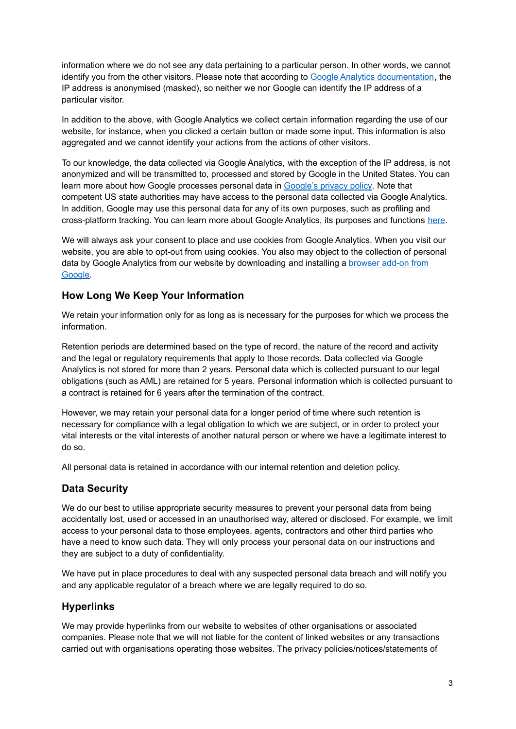information where we do not see any data pertaining to a particular person. In other words, we cannot identify you from the other visitors. Please note that according to [Google Analytics documentation](), the IP address is anonymised (masked), so neither we nor Google can identify the IP address of a particular visitor.

In addition to the above, with Google Analytics we collect certain information regarding the use of our website, for instance, when you clicked a certain button or made some input. This information is also aggregated and we cannot identify your actions from the actions of other visitors.

To our knowledge, the data collected via Google Analytics, with the exception of the IP address, is not anonymized and will be transmitted to, processed and stored by Google in the United States. You can learn more about how Google processes personal data in [Google's privacy policy](). Note that competent US state authorities may have access to the personal data collected via Google Analytics. In addition, Google may use this personal data for any of its own purposes, such as profiling and cross-platform tracking. You can learn more about Google Analytics, its purposes and functions [here]().

We will always ask your consent to place and use cookies from Google Analytics. When you visit our website, you are able to opt-out from using cookies. You also may object to the collection of personal data by Google Analytics from our website by downloading and installing a [browser add-on from Google]().

## How Long We Keep Your Information

We retain your information only for as long as is necessary for the purposes for which we process the information.

Retention periods are determined based on the type of record, the nature of the record and activity and the legal or regulatory requirements that apply to those records. Data collected via Google Analytics is not stored for more than 2 years. Personal data which is collected pursuant to our legal obligations (such as AML) are retained for 5 years. Personal information which is collected pursuant to a contract is retained for 6 years after the termination of the contract.

However, we may retain your personal data for a longer period of time where such retention is necessary for compliance with a legal obligation to which we are subject, or in order to protect your vital interests or the vital interests of another natural person or where we have a legitimate interest to do so.

All personal data is retained in accordance with our internal retention and deletion policy.

## Data Security

We do our best to utilise appropriate security measures to prevent your personal data from being accidentally lost, used or accessed in an unauthorised way, altered or disclosed. For example, we limit access to your personal data to those employees, agents, contractors and other third parties who have a need to know such data. They will only process your personal data on our instructions and they are subject to a duty of confidentiality.

We have put in place procedures to deal with any suspected personal data breach and will notify you and any applicable regulator of a breach where we are legally required to do so.

## Hyperlinks

We may provide hyperlinks from our website to websites of other organisations or associated companies. Please note that we will not liable for the content of linked websites or any transactions carried out with organisations operating those websites. The privacy policies/notices/statements of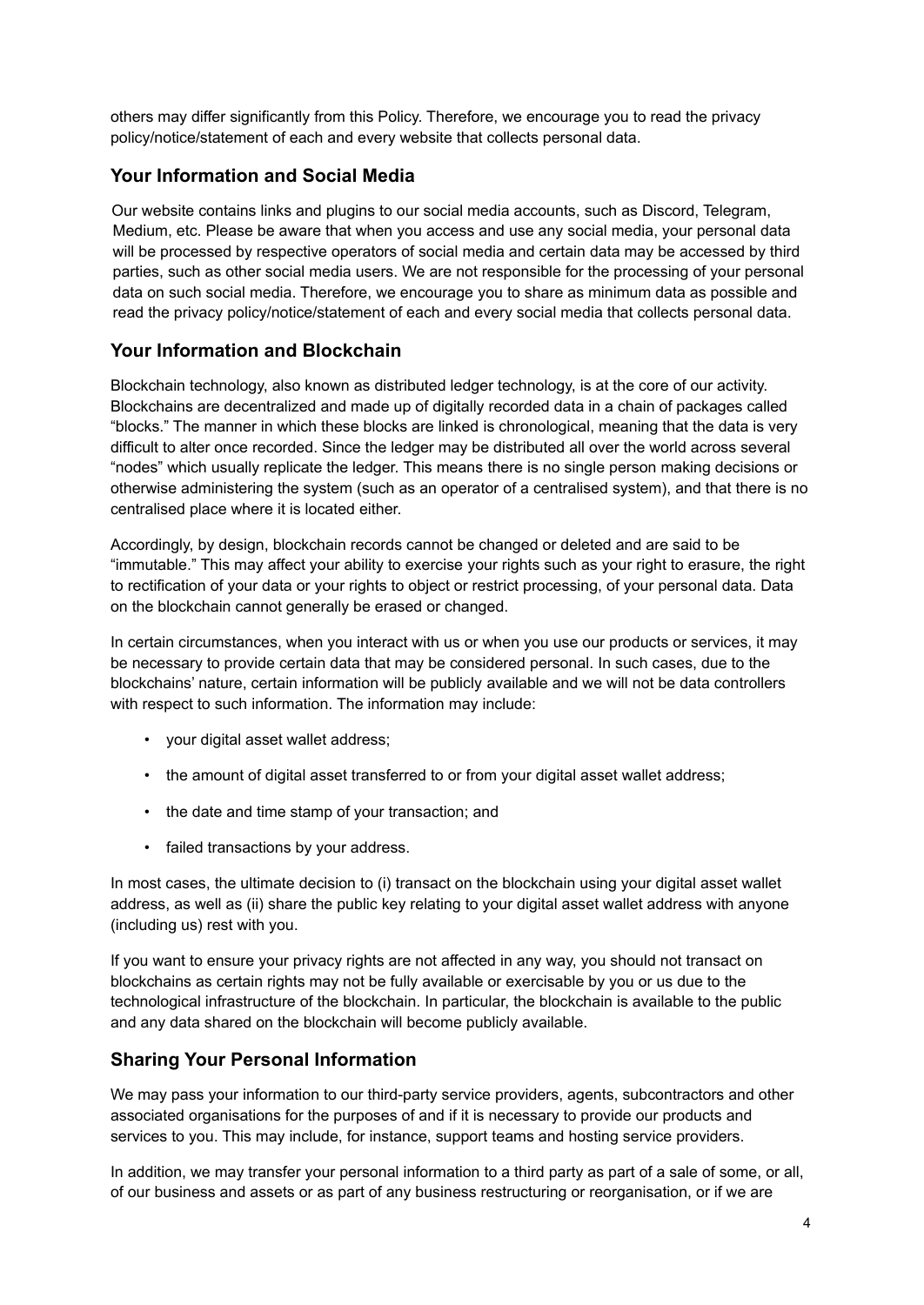others may differ significantly from this Policy. Therefore, we encourage you to read the privacy policy/notice/statement of each and every website that collects personal data.

## Your Information and Social Media

Our website contains links and plugins to our social media accounts, such as Discord, Telegram, Medium, etc. Please be aware that when you access and use any social media, your personal data will be processed by respective operators of social media and certain data may be accessed by third parties, such as other social media users. We are not responsible for the processing of your personal data on such social media. Therefore, we encourage you to share as minimum data as possible and read the privacy policy/notice/statement of each and every social media that collects personal data.

## Your Information and Blockchain

Blockchain technology, also known as distributed ledger technology, is at the core of our activity. Blockchains are decentralized and made up of digitally recorded data in a chain of packages called "blocks." The manner in which these blocks are linked is chronological, meaning that the data is very difficult to alter once recorded. Since the ledger may be distributed all over the world across several "nodes" which usually replicate the ledger. This means there is no single person making decisions or otherwise administering the system (such as an operator of a centralised system), and that there is no centralised place where it is located either.

Accordingly, by design, blockchain records cannot be changed or deleted and are said to be "immutable." This may affect your ability to exercise your rights such as your right to erasure, the right to rectification of your data or your rights to object or restrict processing, of your personal data. Data on the blockchain cannot generally be erased or changed.

In certain circumstances, when you interact with us or when you use our products or services, it may be necessary to provide certain data that may be considered personal. In such cases, due to the blockchains' nature, certain information will be publicly available and we will not be data controllers with respect to such information. The information may include:

- your digital asset wallet address;
- the amount of digital asset transferred to or from your digital asset wallet address;
- the date and time stamp of your transaction; and
- failed transactions by your address.

In most cases, the ultimate decision to (i) transact on the blockchain using your digital asset wallet address, as well as (ii) share the public key relating to your digital asset wallet address with anyone (including us) rest with you.

If you want to ensure your privacy rights are not affected in any way, you should not transact on blockchains as certain rights may not be fully available or exercisable by you or us due to the technological infrastructure of the blockchain. In particular, the blockchain is available to the public and any data shared on the blockchain will become publicly available.

## Sharing Your Personal Information

We may pass your information to our third-party service providers, agents, subcontractors and other associated organisations for the purposes of and if it is necessary to provide our products and services to you. This may include, for instance, support teams and hosting service providers.

In addition, we may transfer your personal information to a third party as part of a sale of some, or all, of our business and assets or as part of any business restructuring or reorganisation, or if we are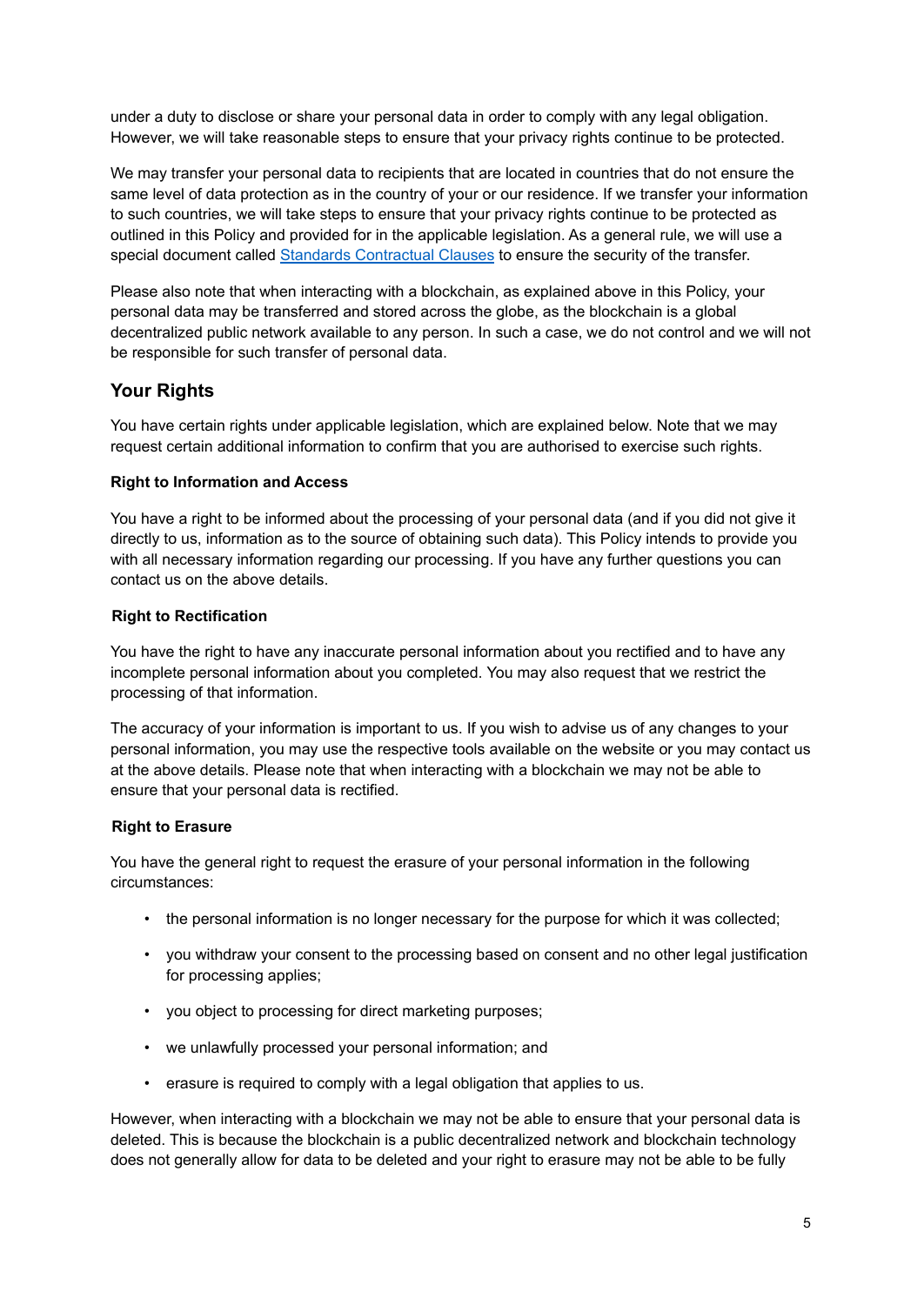under a duty to disclose or share your personal data in order to comply with any legal obligation. However, we will take reasonable steps to ensure that your privacy rights continue to be protected.

We may transfer your personal data to recipients that are located in countries that do not ensure the same level of data protection as in the country of your or our residence. If we transfer your information to such countries, we will take steps to ensure that your privacy rights continue to be protected as outlined in this Policy and provided for in the applicable legislation. As a general rule, we will use a special document called [Standards Contractual Clauses]() to ensure the security of the transfer.

Please also note that when interacting with a blockchain, as explained above in this Policy, your personal data may be transferred and stored across the globe, as the blockchain is a global decentralized public network available to any person. In such a case, we do not control and we will not be responsible for such transfer of personal data.

## Your Rights

You have certain rights under applicable legislation, which are explained below. Note that we may request certain additional information to confirm that you are authorised to exercise such rights.

**Right to Information and Access**

You have a right to be informed about the processing of your personal data (and if you did not give it directly to us, information as to the source of obtaining such data). This Policy intends to provide you with all necessary information regarding our processing. If you have any further questions you can contact us on the above details.

**Right to Rectification**

You have the right to have any inaccurate personal information about you rectified and to have any incomplete personal information about you completed. You may also request that we restrict the processing of that information.

The accuracy of your information is important to us. If you wish to advise us of any changes to your personal information, you may use the respective tools available on the website or you may contact us at the above details. Please note that when interacting with a blockchain we may not be able to ensure that your personal data is rectified.

**Right to Erasure**

You have the general right to request the erasure of your personal information in the following circumstances:

- the personal information is no longer necessary for the purpose for which it was collected;
- you withdraw your consent to the processing based on consent and no other legal justification for processing applies;
- you object to processing for direct marketing purposes;
- we unlawfully processed your personal information; and
- erasure is required to comply with a legal obligation that applies to us.

However, when interacting with a blockchain we may not be able to ensure that your personal data is deleted. This is because the blockchain is a public decentralized network and blockchain technology does not generally allow for data to be deleted and your right to erasure may not be able to be fully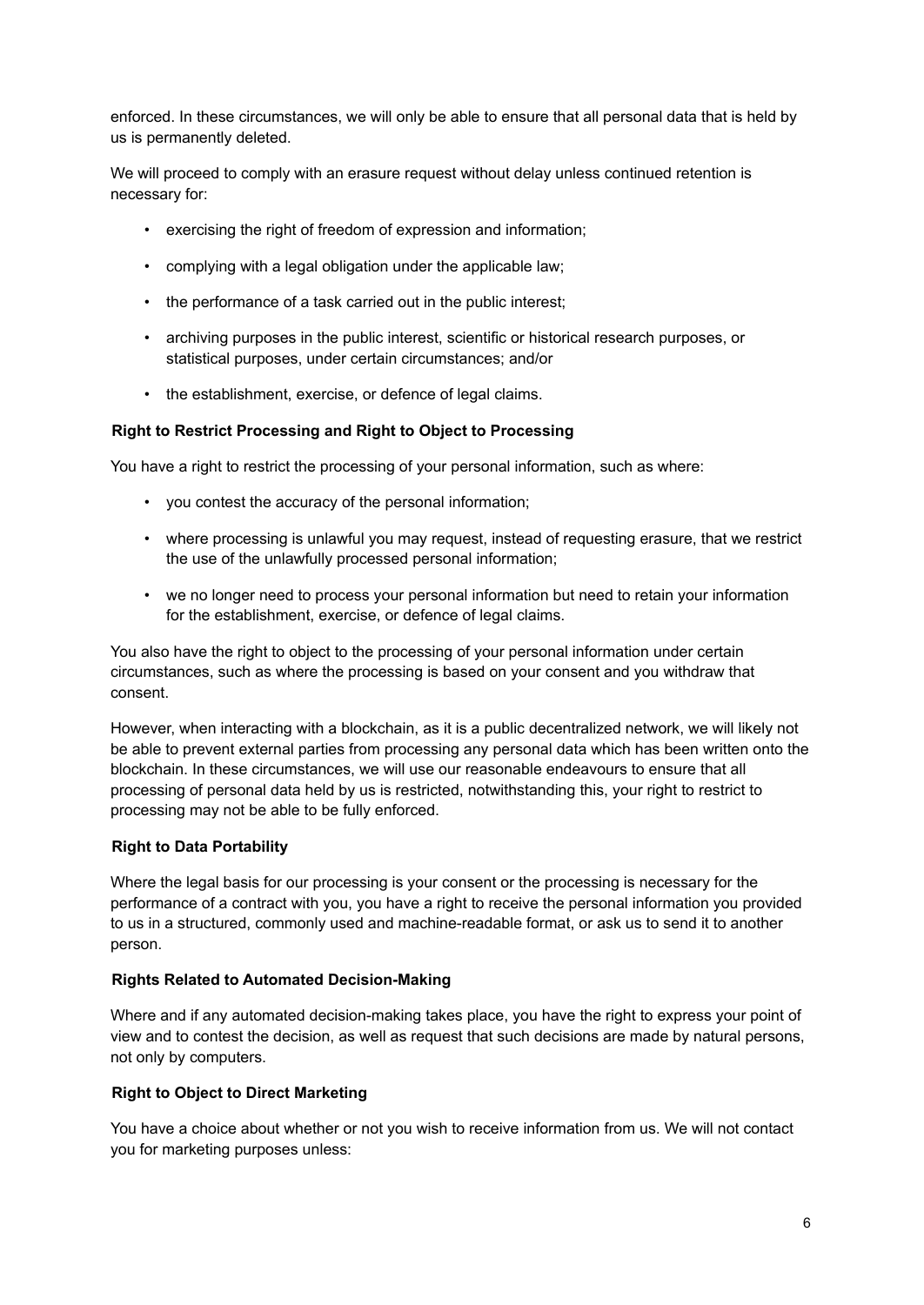enforced. In these circumstances, we will only be able to ensure that all personal data that is held by us is permanently deleted.

We will proceed to comply with an erasure request without delay unless continued retention is necessary for:

- exercising the right of freedom of expression and information;
- complying with a legal obligation under the applicable law;
- the performance of a task carried out in the public interest;
- archiving purposes in the public interest, scientific or historical research purposes, or statistical purposes, under certain circumstances; and/or
- the establishment, exercise, or defence of legal claims.

**Right to Restrict Processing and Right to Object to Processing**

You have a right to restrict the processing of your personal information, such as where:

- you contest the accuracy of the personal information;
- where processing is unlawful you may request, instead of requesting erasure, that we restrict the use of the unlawfully processed personal information;
- we no longer need to process your personal information but need to retain your information for the establishment, exercise, or defence of legal claims.

You also have the right to object to the processing of your personal information under certain circumstances, such as where the processing is based on your consent and you withdraw that consent.

However, when interacting with a blockchain, as it is a public decentralized network, we will likely not be able to prevent external parties from processing any personal data which has been written onto the blockchain. In these circumstances, we will use our reasonable endeavours to ensure that all processing of personal data held by us is restricted, notwithstanding this, your right to restrict to processing may not be able to be fully enforced.

**Right to Data Portability**

Where the legal basis for our processing is your consent or the processing is necessary for the performance of a contract with you, you have a right to receive the personal information you provided to us in a structured, commonly used and machine-readable format, or ask us to send it to another person.

**Rights Related to Automated Decision-Making**

Where and if any automated decision-making takes place, you have the right to express your point of view and to contest the decision, as well as request that such decisions are made by natural persons, not only by computers.

**Right to Object to Direct Marketing**

You have a choice about whether or not you wish to receive information from us. We will not contact you for marketing purposes unless: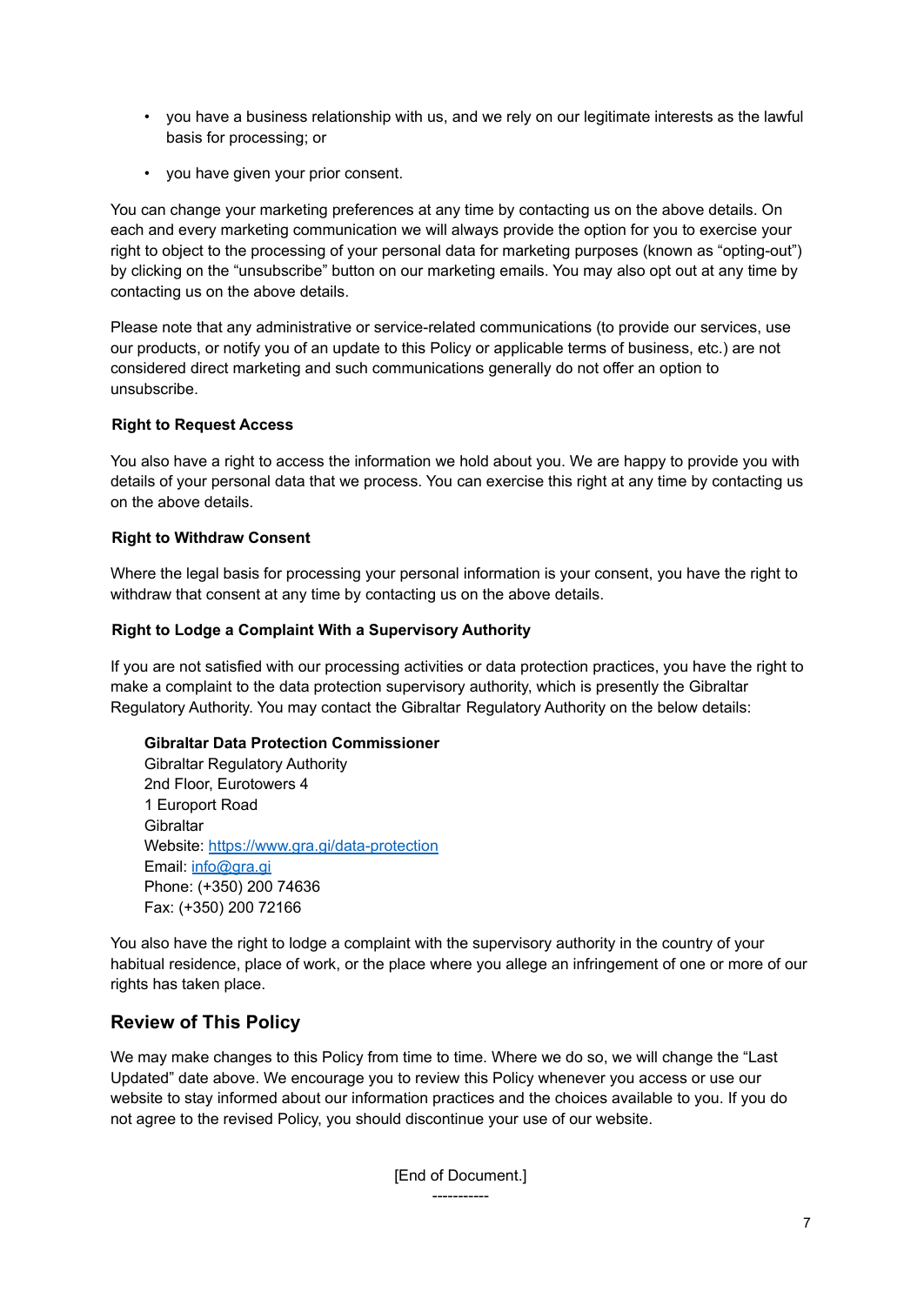- you have a business relationship with us, and we rely on our legitimate interests as the lawful basis for processing; or
- you have given your prior consent.

You can change your marketing preferences at any time by contacting us on the above details. On each and every marketing communication we will always provide the option for you to exercise your right to object to the processing of your personal data for marketing purposes (known as "opting-out") by clicking on the "unsubscribe" button on our marketing emails. You may also opt out at any time by contacting us on the above details.

Please note that any administrative or service-related communications (to provide our services, use our products, or notify you of an update to this Policy or applicable terms of business, etc.) are not considered direct marketing and such communications generally do not offer an option to unsubscribe.

**Right to Request Access**

You also have a right to access the information we hold about you. We are happy to provide you with details of your personal data that we process. You can exercise this right at any time by contacting us on the above details.

**Right to Withdraw Consent**

Where the legal basis for processing your personal information is your consent, you have the right to withdraw that consent at any time by contacting us on the above details.

**Right to Lodge a Complaint With a Supervisory Authority**

If you are not satisfied with our processing activities or data protection practices, you have the right to make a complaint to the data protection supervisory authority, which is presently the Gibraltar Regulatory Authority. You may contact the Gibraltar Regulatory Authority on the below details:

**Gibraltar Data Protection Commissioner**
Gibraltar Regulatory Authority
2nd Floor, Eurotowers 4
1 Europort Road
Gibraltar
Website: [https://www.gra.gi/data-protection](https://www.gra.gi/data-protection)
Email: [info@gra.gi](mailto:info@gra.gi)
Phone: (+350) 200 74636
Fax: (+350) 200 72166

You also have the right to lodge a complaint with the supervisory authority in the country of your habitual residence, place of work, or the place where you allege an infringement of one or more of our rights has taken place.

## Review of This Policy

We may make changes to this Policy from time to time. Where we do so, we will change the "Last Updated" date above. We encourage you to review this Policy whenever you access or use our website to stay informed about our information practices and the choices available to you. If you do not agree to the revised Policy, you should discontinue your use of our website.

[End of Document.]

-----------